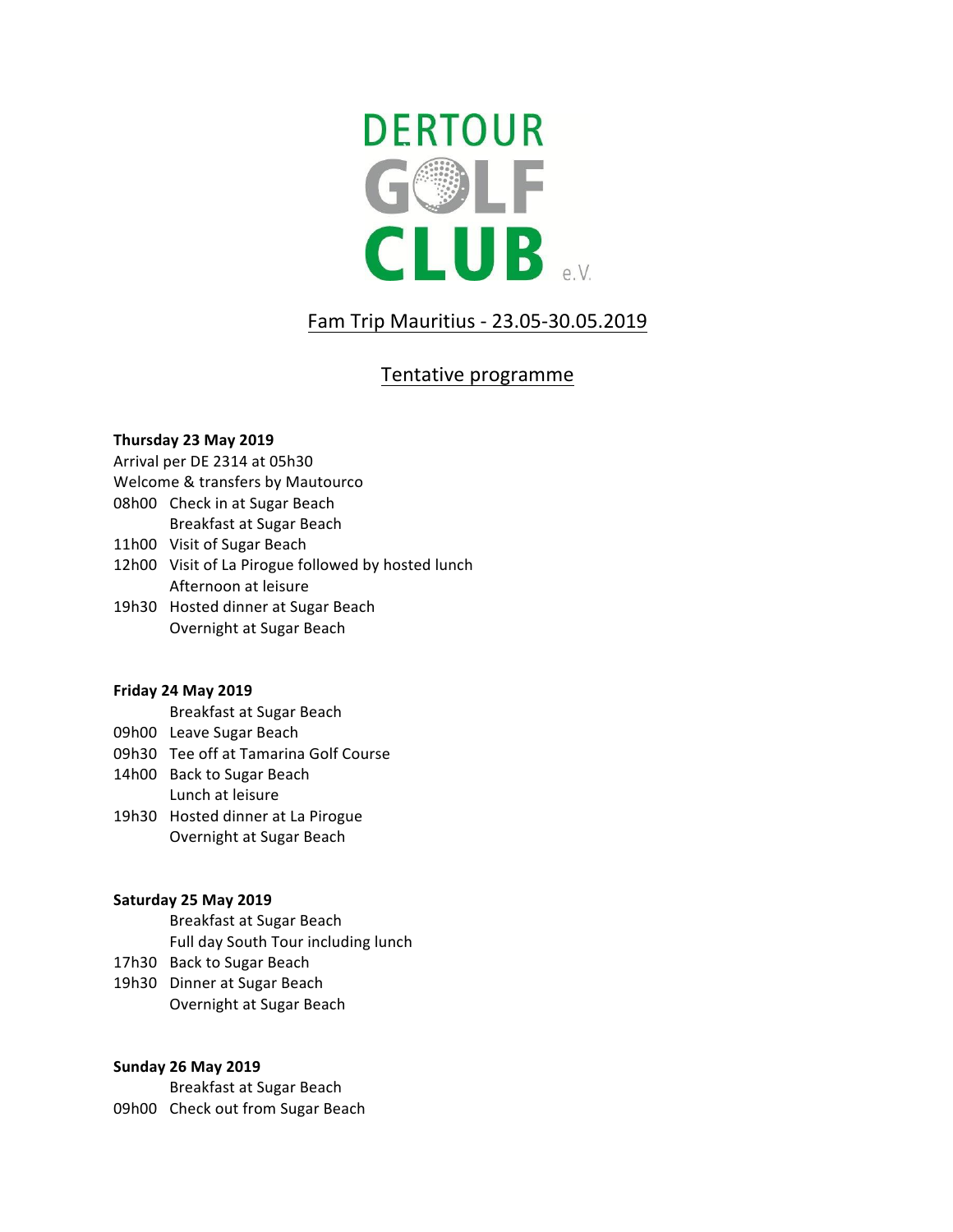DERTOUR GOLF CLUB e.V.

## Fam Trip Mauritius - 23.05-30.05.2019

## Tentative programme

**Thursday 23 May 2019**

Arrival per DE 2314 at 05h30
Welcome & transfers by Mautourco

08h00 Check in at Sugar Beach
Breakfast at Sugar Beach
11h00 Visit of Sugar Beach
12h00 Visit of La Pirogue followed by hosted lunch
Afternoon at leisure
19h30 Hosted dinner at Sugar Beach
Overnight at Sugar Beach

**Friday 24 May 2019**

Breakfast at Sugar Beach
09h00 Leave Sugar Beach
09h30 Tee off at Tamarina Golf Course
14h00 Back to Sugar Beach
Lunch at leisure
19h30 Hosted dinner at La Pirogue
Overnight at Sugar Beach

**Saturday 25 May 2019**

Breakfast at Sugar Beach
Full day South Tour including lunch
17h30 Back to Sugar Beach
19h30 Dinner at Sugar Beach
Overnight at Sugar Beach

**Sunday 26 May 2019**

Breakfast at Sugar Beach
09h00 Check out from Sugar Beach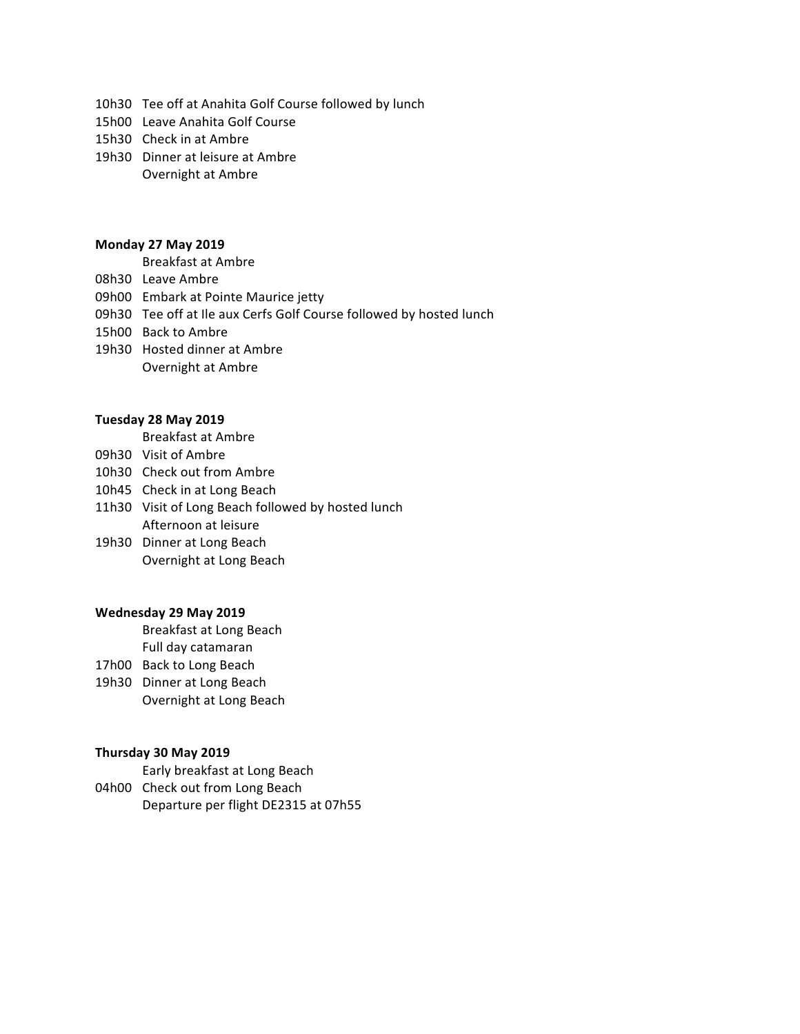10h30 Tee off at Anahita Golf Course followed by lunch
15h00 Leave Anahita Golf Course
15h30 Check in at Ambre
19h30 Dinner at leisure at Ambre
Overnight at Ambre

**Monday 27 May 2019**

Breakfast at Ambre
08h30 Leave Ambre
09h00 Embark at Pointe Maurice jetty
09h30 Tee off at Ile aux Cerfs Golf Course followed by hosted lunch
15h00 Back to Ambre
19h30 Hosted dinner at Ambre
Overnight at Ambre

**Tuesday 28 May 2019**

Breakfast at Ambre
09h30 Visit of Ambre
10h30 Check out from Ambre
10h45 Check in at Long Beach
11h30 Visit of Long Beach followed by hosted lunch
Afternoon at leisure
19h30 Dinner at Long Beach
Overnight at Long Beach

**Wednesday 29 May 2019**

Breakfast at Long Beach
Full day catamaran
17h00 Back to Long Beach
19h30 Dinner at Long Beach
Overnight at Long Beach

**Thursday 30 May 2019**

Early breakfast at Long Beach
04h00 Check out from Long Beach
Departure per flight DE2315 at 07h55